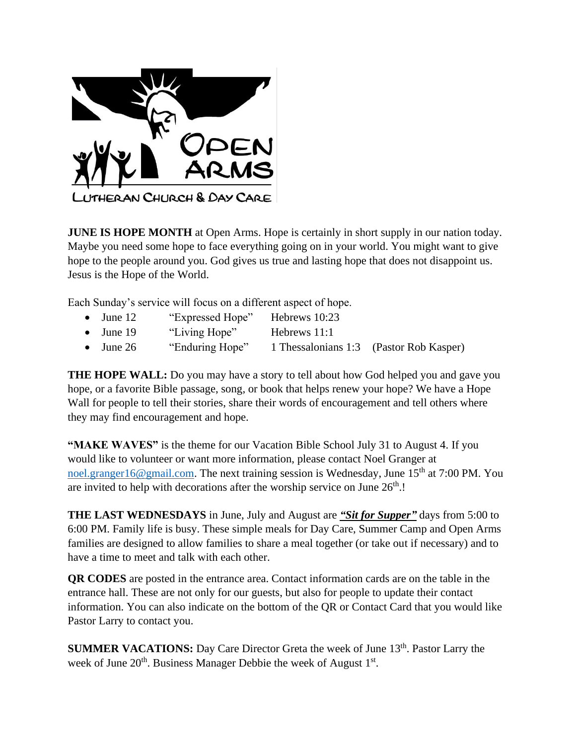OPEN ARMS

LUTHERAN CHURCH & DAY CARE

**JUNE IS HOPE MONTH** at Open Arms. Hope is certainly in short supply in our nation today. Maybe you need some hope to face everything going on in your world. You might want to give hope to the people around you. God gives us true and lasting hope that does not disappoint us. Jesus is the Hope of the World.

Each Sunday's service will focus on a different aspect of hope.

- June 12 "Expressed Hope" Hebrews 10:23
- June 19 "Living Hope" Hebrews 11:1
- June 26 "Enduring Hope" 1 Thessalonians 1:3 (Pastor Rob Kasper)

**THE HOPE WALL:** Do you may have a story to tell about how God helped you and gave you hope, or a favorite Bible passage, song, or book that helps renew your hope? We have a Hope Wall for people to tell their stories, share their words of encouragement and tell others where they may find encouragement and hope.

**"MAKE WAVES"** is the theme for our Vacation Bible School July 31 to August 4. If you would like to volunteer or want more information, please contact Noel Granger at noel.granger16@gmail.com. The next training session is Wednesday, June 15th at 7:00 PM. You are invited to help with decorations after the worship service on June 26th.!

**THE LAST WEDNESDAYS** in June, July and August are ***"Sit for Supper"*** days from 5:00 to 6:00 PM. Family life is busy. These simple meals for Day Care, Summer Camp and Open Arms families are designed to allow families to share a meal together (or take out if necessary) and to have a time to meet and talk with each other.

**QR CODES** are posted in the entrance area. Contact information cards are on the table in the entrance hall. These are not only for our guests, but also for people to update their contact information. You can also indicate on the bottom of the QR or Contact Card that you would like Pastor Larry to contact you.

**SUMMER VACATIONS:** Day Care Director Greta the week of June 13th. Pastor Larry the week of June 20th. Business Manager Debbie the week of August 1st.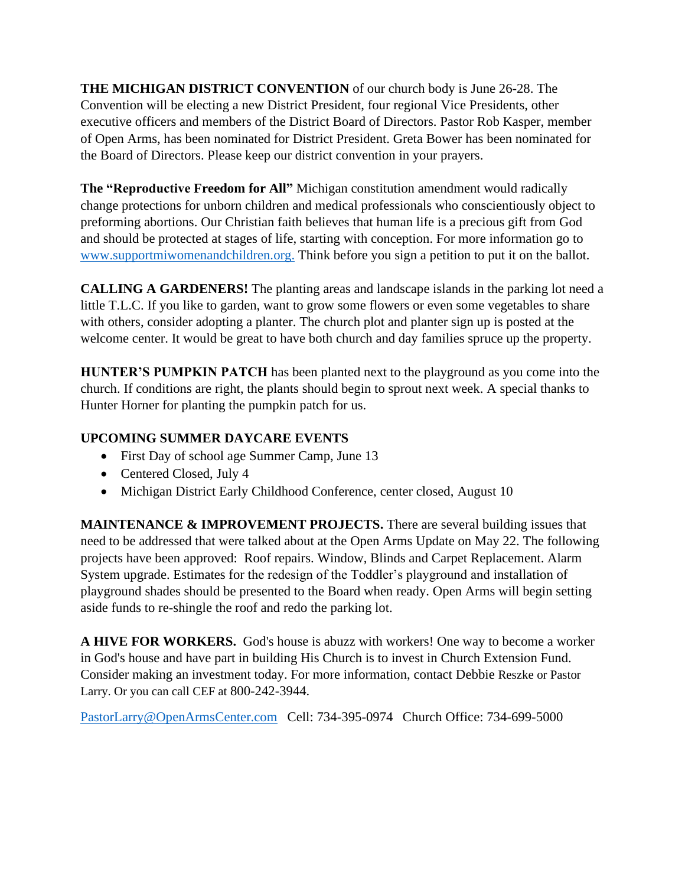**THE MICHIGAN DISTRICT CONVENTION** of our church body is June 26-28. The Convention will be electing a new District President, four regional Vice Presidents, other executive officers and members of the District Board of Directors. Pastor Rob Kasper, member of Open Arms, has been nominated for District President. Greta Bower has been nominated for the Board of Directors. Please keep our district convention in your prayers.

**The "Reproductive Freedom for All"** Michigan constitution amendment would radically change protections for unborn children and medical professionals who conscientiously object to preforming abortions. Our Christian faith believes that human life is a precious gift from God and should be protected at stages of life, starting with conception. For more information go to [www.supportmiwomenandchildren.org.](http://www.supportmiwomenandchildren.org) Think before you sign a petition to put it on the ballot.

**CALLING A GARDENERS!** The planting areas and landscape islands in the parking lot need a little T.L.C. If you like to garden, want to grow some flowers or even some vegetables to share with others, consider adopting a planter. The church plot and planter sign up is posted at the welcome center. It would be great to have both church and day families spruce up the property.

**HUNTER'S PUMPKIN PATCH** has been planted next to the playground as you come into the church. If conditions are right, the plants should begin to sprout next week. A special thanks to Hunter Horner for planting the pumpkin patch for us.

**UPCOMING SUMMER DAYCARE EVENTS**

- First Day of school age Summer Camp, June 13
- Centered Closed, July 4
- Michigan District Early Childhood Conference, center closed, August 10

**MAINTENANCE & IMPROVEMENT PROJECTS.** There are several building issues that need to be addressed that were talked about at the Open Arms Update on May 22. The following projects have been approved: Roof repairs. Window, Blinds and Carpet Replacement. Alarm System upgrade. Estimates for the redesign of the Toddler's playground and installation of playground shades should be presented to the Board when ready. Open Arms will begin setting aside funds to re-shingle the roof and redo the parking lot.

**A HIVE FOR WORKERS.** God's house is abuzz with workers! One way to become a worker in God's house and have part in building His Church is to invest in Church Extension Fund. Consider making an investment today. For more information, contact Debbie Reszke or Pastor Larry. Or you can call CEF at 800-242-3944.

[PastorLarry@OpenArmsCenter.com](mailto:PastorLarry@OpenArmsCenter.com) Cell: 734-395-0974 Church Office: 734-699-5000